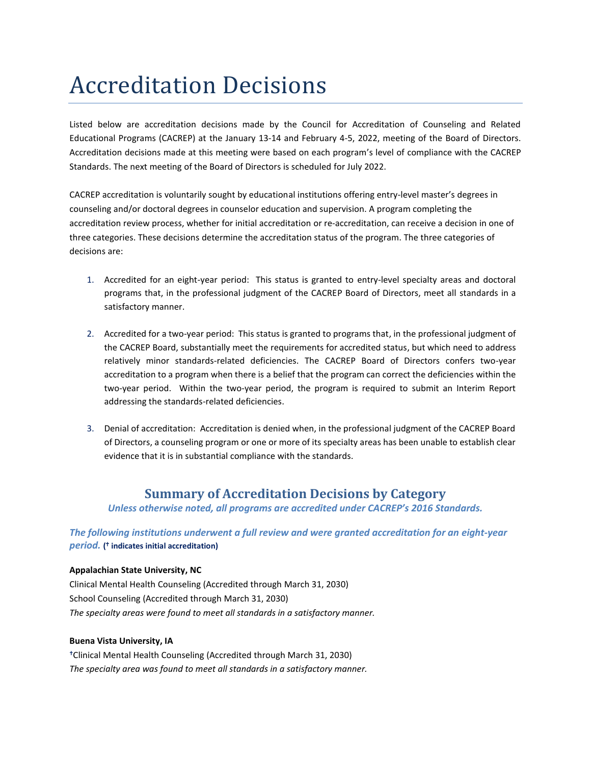# Accreditation Decisions

Listed below are accreditation decisions made by the Council for Accreditation of Counseling and Related Educational Programs (CACREP) at the January 13-14 and February 4-5, 2022, meeting of the Board of Directors. Accreditation decisions made at this meeting were based on each program's level of compliance with the CACREP Standards. The next meeting of the Board of Directors is scheduled for July 2022.

CACREP accreditation is voluntarily sought by educational institutions offering entry-level master's degrees in counseling and/or doctoral degrees in counselor education and supervision. A program completing the accreditation review process, whether for initial accreditation or re-accreditation, can receive a decision in one of three categories. These decisions determine the accreditation status of the program. The three categories of decisions are:

1. Accredited for an eight-year period: This status is granted to entry-level specialty areas and doctoral programs that, in the professional judgment of the CACREP Board of Directors, meet all standards in a satisfactory manner.

2. Accredited for a two-year period: This status is granted to programs that, in the professional judgment of the CACREP Board, substantially meet the requirements for accredited status, but which need to address relatively minor standards-related deficiencies. The CACREP Board of Directors confers two-year accreditation to a program when there is a belief that the program can correct the deficiencies within the two-year period. Within the two-year period, the program is required to submit an Interim Report addressing the standards-related deficiencies.

3. Denial of accreditation: Accreditation is denied when, in the professional judgment of the CACREP Board of Directors, a counseling program or one or more of its specialty areas has been unable to establish clear evidence that it is in substantial compliance with the standards.

## Summary of Accreditation Decisions by Category

*Unless otherwise noted, all programs are accredited under CACREP's 2016 Standards.*

### *The following institutions underwent a full review and were granted accreditation for an eight-year period.* († indicates initial accreditation)

**Appalachian State University, NC**
Clinical Mental Health Counseling (Accredited through March 31, 2030)
School Counseling (Accredited through March 31, 2030)
*The specialty areas were found to meet all standards in a satisfactory manner.*

**Buena Vista University, IA**
†Clinical Mental Health Counseling (Accredited through March 31, 2030)
*The specialty area was found to meet all standards in a satisfactory manner.*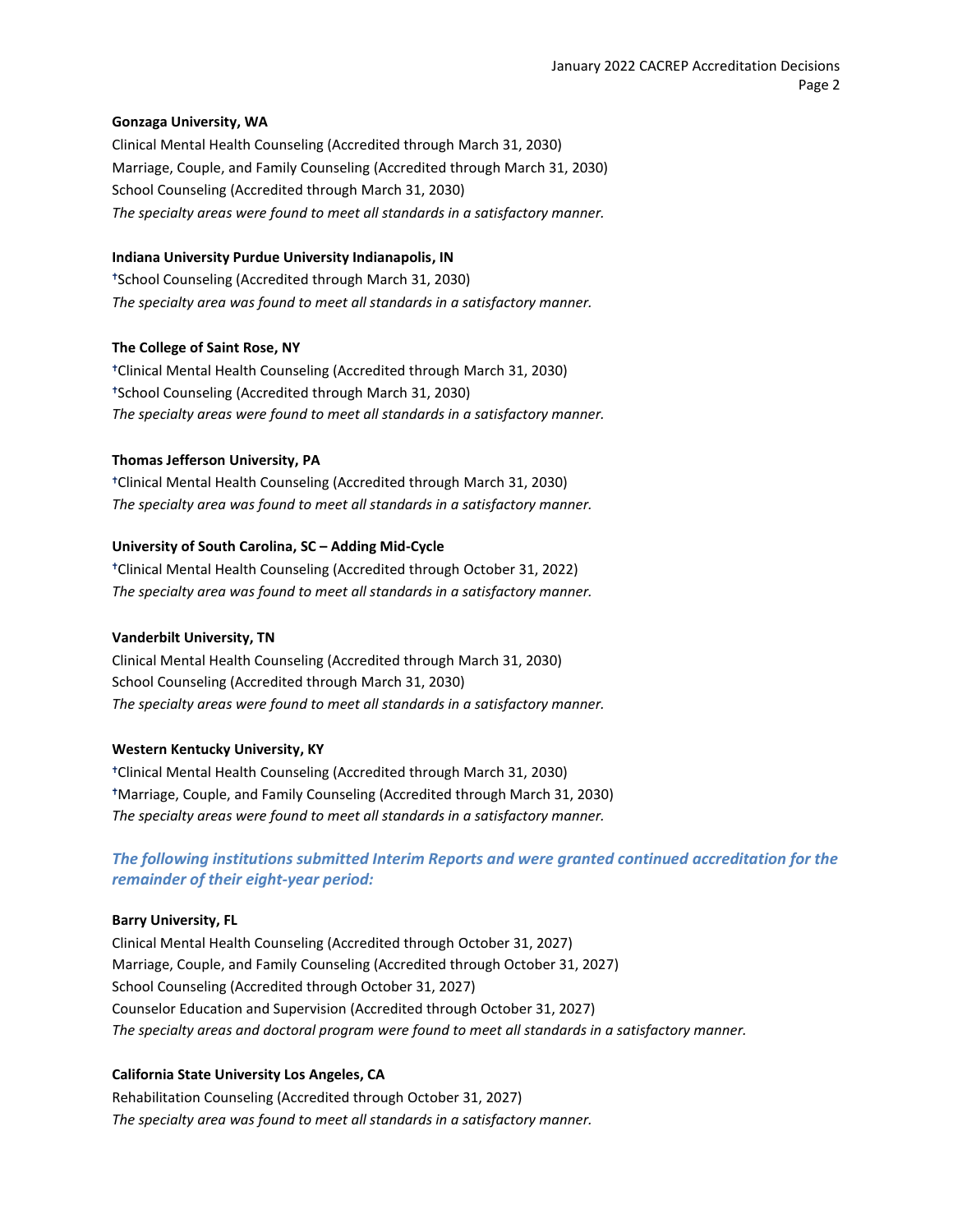**Gonzaga University, WA**

Clinical Mental Health Counseling (Accredited through March 31, 2030)
Marriage, Couple, and Family Counseling (Accredited through March 31, 2030)
School Counseling (Accredited through March 31, 2030)
*The specialty areas were found to meet all standards in a satisfactory manner.*

**Indiana University Purdue University Indianapolis, IN**

†School Counseling (Accredited through March 31, 2030)
*The specialty area was found to meet all standards in a satisfactory manner.*

**The College of Saint Rose, NY**

†Clinical Mental Health Counseling (Accredited through March 31, 2030)
†School Counseling (Accredited through March 31, 2030)
*The specialty areas were found to meet all standards in a satisfactory manner.*

**Thomas Jefferson University, PA**

†Clinical Mental Health Counseling (Accredited through March 31, 2030)
*The specialty area was found to meet all standards in a satisfactory manner.*

**University of South Carolina, SC – Adding Mid-Cycle**

†Clinical Mental Health Counseling (Accredited through October 31, 2022)
*The specialty area was found to meet all standards in a satisfactory manner.*

**Vanderbilt University, TN**

Clinical Mental Health Counseling (Accredited through March 31, 2030)
School Counseling (Accredited through March 31, 2030)
*The specialty areas were found to meet all standards in a satisfactory manner.*

**Western Kentucky University, KY**

†Clinical Mental Health Counseling (Accredited through March 31, 2030)
†Marriage, Couple, and Family Counseling (Accredited through March 31, 2030)
*The specialty areas were found to meet all standards in a satisfactory manner.*

***The following institutions submitted Interim Reports and were granted continued accreditation for the remainder of their eight-year period:***

**Barry University, FL**

Clinical Mental Health Counseling (Accredited through October 31, 2027)
Marriage, Couple, and Family Counseling (Accredited through October 31, 2027)
School Counseling (Accredited through October 31, 2027)
Counselor Education and Supervision (Accredited through October 31, 2027)
*The specialty areas and doctoral program were found to meet all standards in a satisfactory manner.*

**California State University Los Angeles, CA**

Rehabilitation Counseling (Accredited through October 31, 2027)
*The specialty area was found to meet all standards in a satisfactory manner.*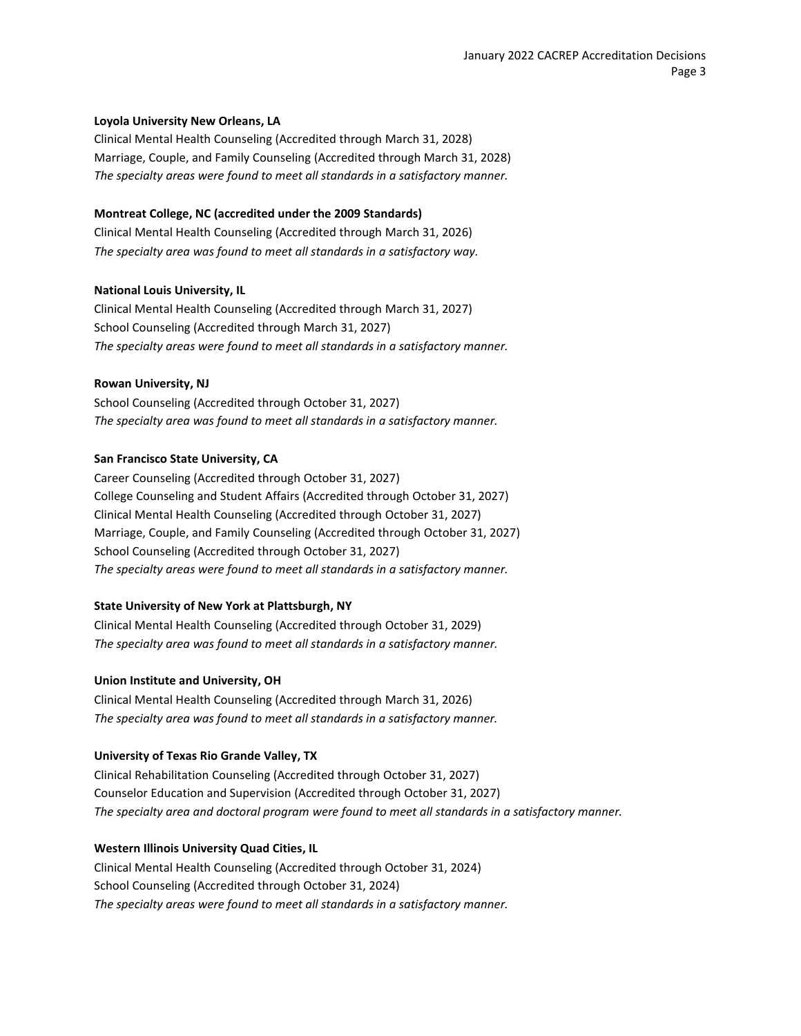**Loyola University New Orleans, LA**

Clinical Mental Health Counseling (Accredited through March 31, 2028)
Marriage, Couple, and Family Counseling (Accredited through March 31, 2028)
*The specialty areas were found to meet all standards in a satisfactory manner.*

**Montreat College, NC (accredited under the 2009 Standards)**

Clinical Mental Health Counseling (Accredited through March 31, 2026)
*The specialty area was found to meet all standards in a satisfactory way.*

**National Louis University, IL**

Clinical Mental Health Counseling (Accredited through March 31, 2027)
School Counseling (Accredited through March 31, 2027)
*The specialty areas were found to meet all standards in a satisfactory manner.*

**Rowan University, NJ**

School Counseling (Accredited through October 31, 2027)
*The specialty area was found to meet all standards in a satisfactory manner.*

**San Francisco State University, CA**

Career Counseling (Accredited through October 31, 2027)
College Counseling and Student Affairs (Accredited through October 31, 2027)
Clinical Mental Health Counseling (Accredited through October 31, 2027)
Marriage, Couple, and Family Counseling (Accredited through October 31, 2027)
School Counseling (Accredited through October 31, 2027)
*The specialty areas were found to meet all standards in a satisfactory manner.*

**State University of New York at Plattsburgh, NY**

Clinical Mental Health Counseling (Accredited through October 31, 2029)
*The specialty area was found to meet all standards in a satisfactory manner.*

**Union Institute and University, OH**

Clinical Mental Health Counseling (Accredited through March 31, 2026)
*The specialty area was found to meet all standards in a satisfactory manner.*

**University of Texas Rio Grande Valley, TX**

Clinical Rehabilitation Counseling (Accredited through October 31, 2027)
Counselor Education and Supervision (Accredited through October 31, 2027)
*The specialty area and doctoral program were found to meet all standards in a satisfactory manner.*

**Western Illinois University Quad Cities, IL**

Clinical Mental Health Counseling (Accredited through October 31, 2024)
School Counseling (Accredited through October 31, 2024)
*The specialty areas were found to meet all standards in a satisfactory manner.*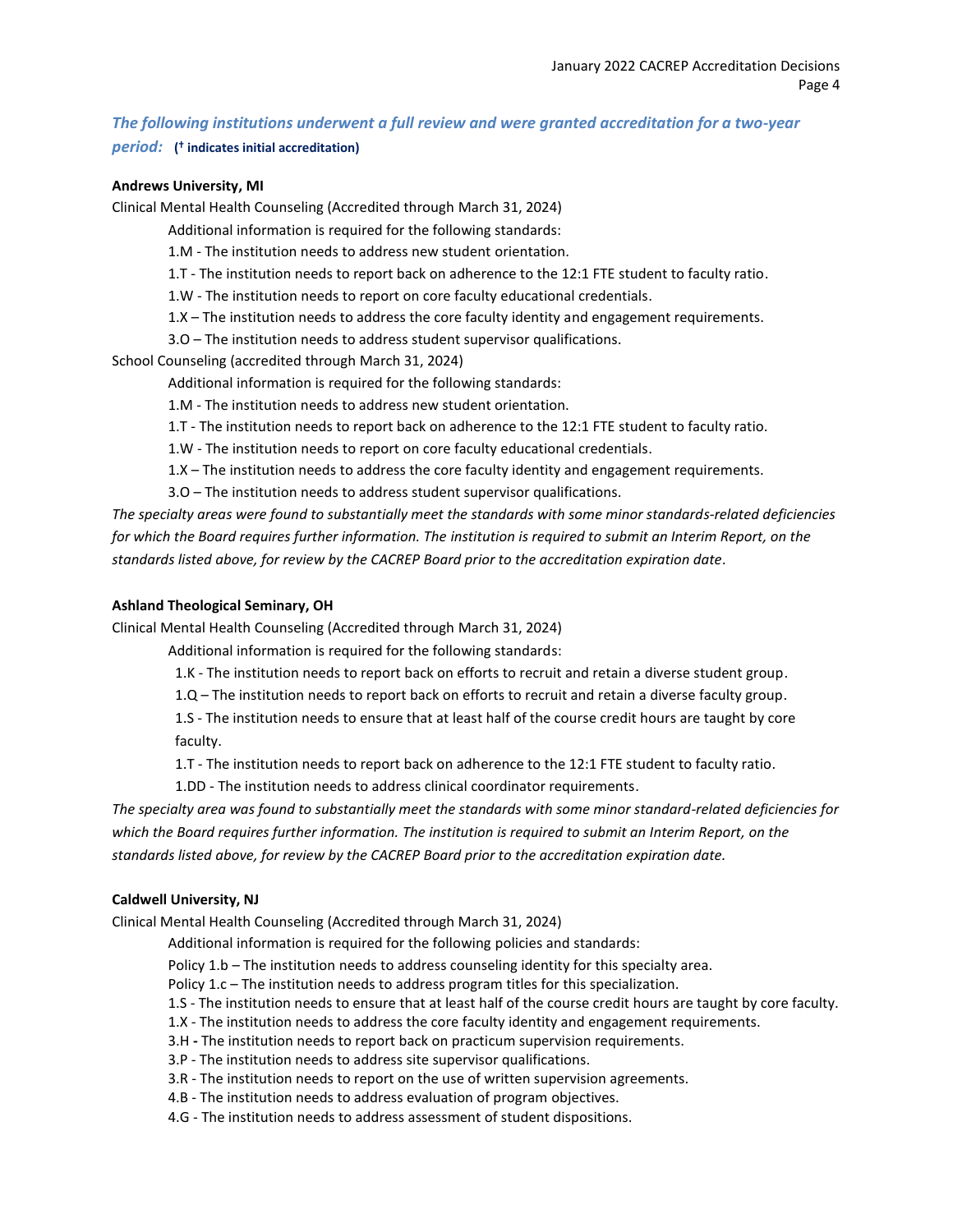### *The following institutions underwent a full review and were granted accreditation for a two-year period:* **(† indicates initial accreditation)**

**Andrews University, MI**

Clinical Mental Health Counseling (Accredited through March 31, 2024)

Additional information is required for the following standards:

1.M - The institution needs to address new student orientation.

1.T - The institution needs to report back on adherence to the 12:1 FTE student to faculty ratio.

1.W - The institution needs to report on core faculty educational credentials.

1.X – The institution needs to address the core faculty identity and engagement requirements.

3.O – The institution needs to address student supervisor qualifications.

School Counseling (accredited through March 31, 2024)

Additional information is required for the following standards:

1.M - The institution needs to address new student orientation.

1.T - The institution needs to report back on adherence to the 12:1 FTE student to faculty ratio.

1.W - The institution needs to report on core faculty educational credentials.

1.X – The institution needs to address the core faculty identity and engagement requirements.

3.O – The institution needs to address student supervisor qualifications.

*The specialty areas were found to substantially meet the standards with some minor standards-related deficiencies for which the Board requires further information. The institution is required to submit an Interim Report, on the standards listed above, for review by the CACREP Board prior to the accreditation expiration date.*

**Ashland Theological Seminary, OH**

Clinical Mental Health Counseling (Accredited through March 31, 2024)

Additional information is required for the following standards:

1.K - The institution needs to report back on efforts to recruit and retain a diverse student group.

1.Q – The institution needs to report back on efforts to recruit and retain a diverse faculty group.

1.S - The institution needs to ensure that at least half of the course credit hours are taught by core faculty.

1.T - The institution needs to report back on adherence to the 12:1 FTE student to faculty ratio.

1.DD - The institution needs to address clinical coordinator requirements.

*The specialty area was found to substantially meet the standards with some minor standard-related deficiencies for which the Board requires further information. The institution is required to submit an Interim Report, on the standards listed above, for review by the CACREP Board prior to the accreditation expiration date.*

**Caldwell University, NJ**

Clinical Mental Health Counseling (Accredited through March 31, 2024)

Additional information is required for the following policies and standards:

Policy 1.b – The institution needs to address counseling identity for this specialty area.

Policy 1.c – The institution needs to address program titles for this specialization.

1.S - The institution needs to ensure that at least half of the course credit hours are taught by core faculty.

1.X - The institution needs to address the core faculty identity and engagement requirements.

3.H - The institution needs to report back on practicum supervision requirements.

3.P - The institution needs to address site supervisor qualifications.

3.R - The institution needs to report on the use of written supervision agreements.

4.B - The institution needs to address evaluation of program objectives.

4.G - The institution needs to address assessment of student dispositions.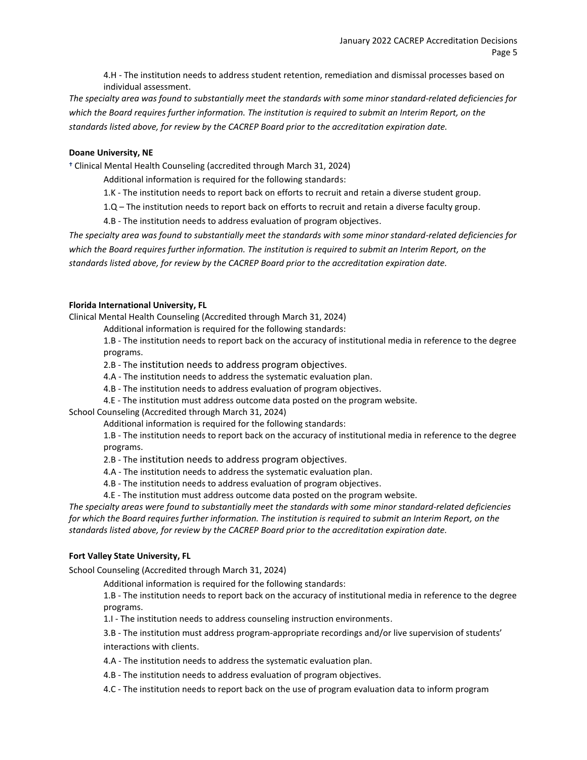4.H - The institution needs to address student retention, remediation and dismissal processes based on individual assessment.

*The specialty area was found to substantially meet the standards with some minor standard-related deficiencies for which the Board requires further information. The institution is required to submit an Interim Report, on the standards listed above, for review by the CACREP Board prior to the accreditation expiration date.*

**Doane University, NE**

† Clinical Mental Health Counseling (accredited through March 31, 2024)

Additional information is required for the following standards:

1.K - The institution needs to report back on efforts to recruit and retain a diverse student group.

1.Q – The institution needs to report back on efforts to recruit and retain a diverse faculty group.

4.B - The institution needs to address evaluation of program objectives.

*The specialty area was found to substantially meet the standards with some minor standard-related deficiencies for which the Board requires further information. The institution is required to submit an Interim Report, on the standards listed above, for review by the CACREP Board prior to the accreditation expiration date.*

**Florida International University, FL**

Clinical Mental Health Counseling (Accredited through March 31, 2024)

Additional information is required for the following standards:

1.B - The institution needs to report back on the accuracy of institutional media in reference to the degree programs.

2.B - The institution needs to address program objectives.

4.A - The institution needs to address the systematic evaluation plan.

4.B - The institution needs to address evaluation of program objectives.

4.E - The institution must address outcome data posted on the program website.

School Counseling (Accredited through March 31, 2024)

Additional information is required for the following standards:

1.B - The institution needs to report back on the accuracy of institutional media in reference to the degree programs.

2.B - The institution needs to address program objectives.

4.A - The institution needs to address the systematic evaluation plan.

4.B - The institution needs to address evaluation of program objectives.

4.E - The institution must address outcome data posted on the program website.

*The specialty areas were found to substantially meet the standards with some minor standard-related deficiencies for which the Board requires further information. The institution is required to submit an Interim Report, on the standards listed above, for review by the CACREP Board prior to the accreditation expiration date.*

**Fort Valley State University, FL**

School Counseling (Accredited through March 31, 2024)

Additional information is required for the following standards:

1.B - The institution needs to report back on the accuracy of institutional media in reference to the degree programs.

1.I - The institution needs to address counseling instruction environments.

3.B - The institution must address program-appropriate recordings and/or live supervision of students' interactions with clients.

4.A - The institution needs to address the systematic evaluation plan.

4.B - The institution needs to address evaluation of program objectives.

4.C - The institution needs to report back on the use of program evaluation data to inform program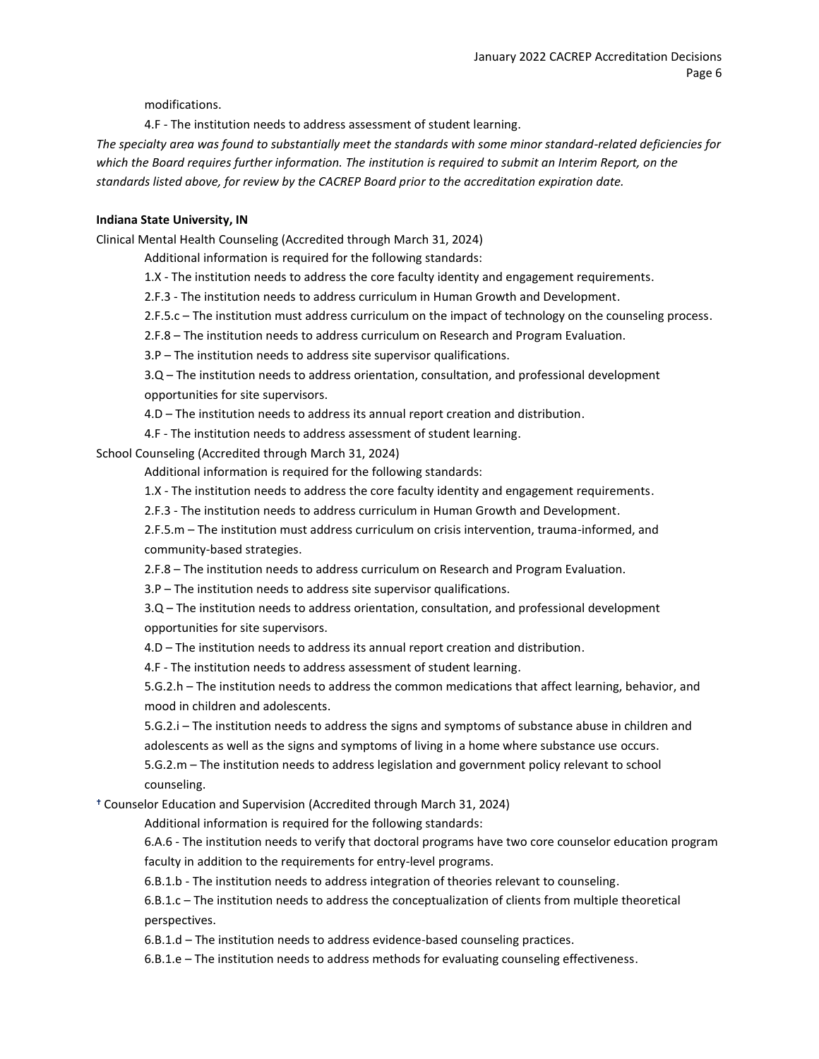modifications.

4.F - The institution needs to address assessment of student learning.

*The specialty area was found to substantially meet the standards with some minor standard-related deficiencies for which the Board requires further information. The institution is required to submit an Interim Report, on the standards listed above, for review by the CACREP Board prior to the accreditation expiration date.*

**Indiana State University, IN**

Clinical Mental Health Counseling (Accredited through March 31, 2024)

Additional information is required for the following standards:

1.X - The institution needs to address the core faculty identity and engagement requirements.

2.F.3 - The institution needs to address curriculum in Human Growth and Development.

2.F.5.c – The institution must address curriculum on the impact of technology on the counseling process.

2.F.8 – The institution needs to address curriculum on Research and Program Evaluation.

3.P – The institution needs to address site supervisor qualifications.

3.Q – The institution needs to address orientation, consultation, and professional development opportunities for site supervisors.

4.D – The institution needs to address its annual report creation and distribution.

4.F - The institution needs to address assessment of student learning.

School Counseling (Accredited through March 31, 2024)

Additional information is required for the following standards:

1.X - The institution needs to address the core faculty identity and engagement requirements.

2.F.3 - The institution needs to address curriculum in Human Growth and Development.

2.F.5.m – The institution must address curriculum on crisis intervention, trauma-informed, and community-based strategies.

2.F.8 – The institution needs to address curriculum on Research and Program Evaluation.

3.P – The institution needs to address site supervisor qualifications.

3.Q – The institution needs to address orientation, consultation, and professional development opportunities for site supervisors.

4.D – The institution needs to address its annual report creation and distribution.

4.F - The institution needs to address assessment of student learning.

5.G.2.h – The institution needs to address the common medications that affect learning, behavior, and mood in children and adolescents.

5.G.2.i – The institution needs to address the signs and symptoms of substance abuse in children and adolescents as well as the signs and symptoms of living in a home where substance use occurs.

5.G.2.m – The institution needs to address legislation and government policy relevant to school counseling.

† Counselor Education and Supervision (Accredited through March 31, 2024)

Additional information is required for the following standards:

6.A.6 - The institution needs to verify that doctoral programs have two core counselor education program faculty in addition to the requirements for entry-level programs.

6.B.1.b - The institution needs to address integration of theories relevant to counseling.

6.B.1.c – The institution needs to address the conceptualization of clients from multiple theoretical perspectives.

6.B.1.d – The institution needs to address evidence-based counseling practices.

6.B.1.e – The institution needs to address methods for evaluating counseling effectiveness.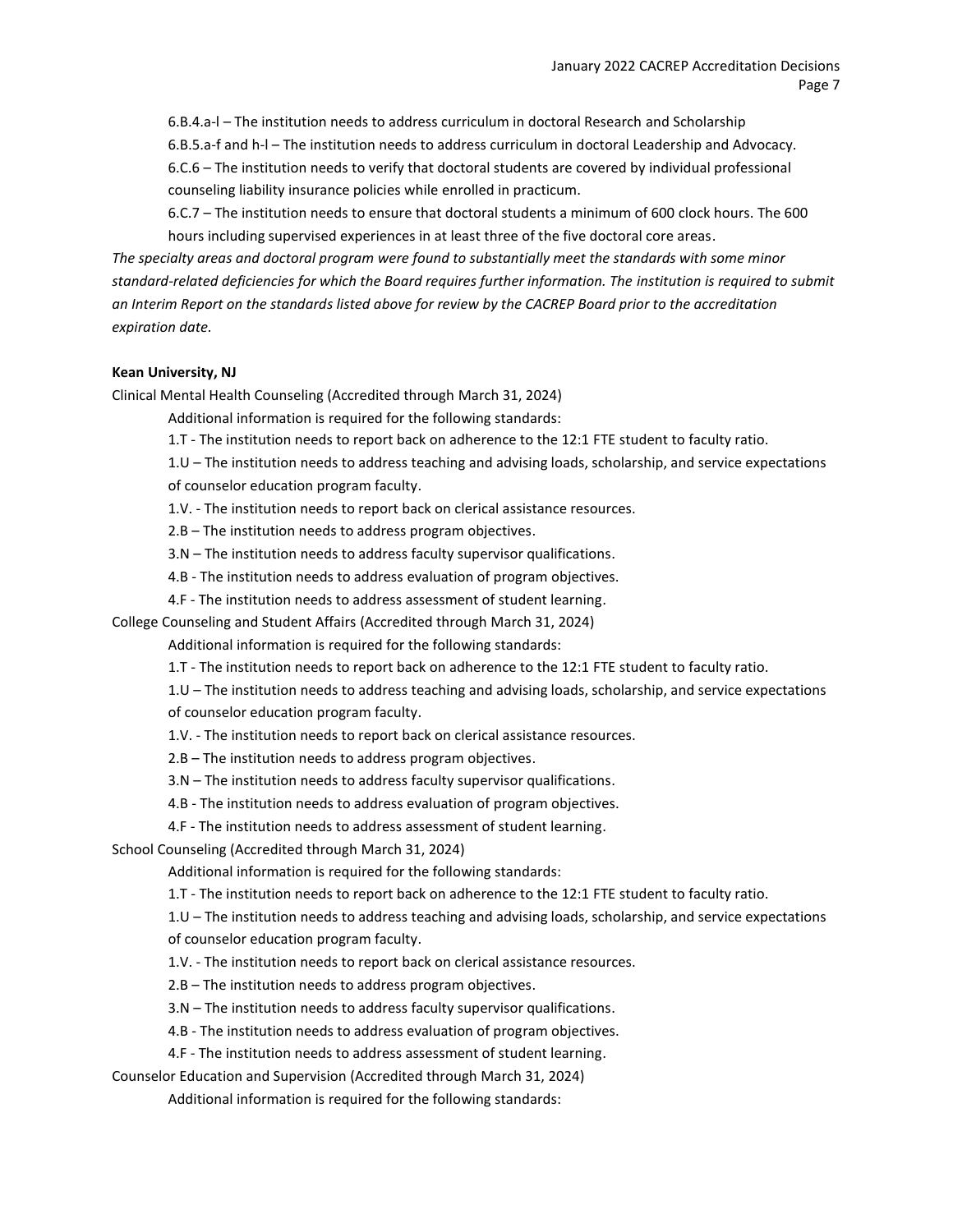6.B.4.a-l – The institution needs to address curriculum in doctoral Research and Scholarship

6.B.5.a-f and h-l – The institution needs to address curriculum in doctoral Leadership and Advocacy.

6.C.6 – The institution needs to verify that doctoral students are covered by individual professional counseling liability insurance policies while enrolled in practicum.

6.C.7 – The institution needs to ensure that doctoral students a minimum of 600 clock hours. The 600 hours including supervised experiences in at least three of the five doctoral core areas.

*The specialty areas and doctoral program were found to substantially meet the standards with some minor standard-related deficiencies for which the Board requires further information. The institution is required to submit an Interim Report on the standards listed above for review by the CACREP Board prior to the accreditation expiration date.*

**Kean University, NJ**

Clinical Mental Health Counseling (Accredited through March 31, 2024)

Additional information is required for the following standards:

1.T - The institution needs to report back on adherence to the 12:1 FTE student to faculty ratio.

1.U – The institution needs to address teaching and advising loads, scholarship, and service expectations of counselor education program faculty.

1.V. - The institution needs to report back on clerical assistance resources.

2.B – The institution needs to address program objectives.

3.N – The institution needs to address faculty supervisor qualifications.

4.B - The institution needs to address evaluation of program objectives.

4.F - The institution needs to address assessment of student learning.

College Counseling and Student Affairs (Accredited through March 31, 2024)

Additional information is required for the following standards:

1.T - The institution needs to report back on adherence to the 12:1 FTE student to faculty ratio.

1.U – The institution needs to address teaching and advising loads, scholarship, and service expectations of counselor education program faculty.

1.V. - The institution needs to report back on clerical assistance resources.

2.B – The institution needs to address program objectives.

3.N – The institution needs to address faculty supervisor qualifications.

4.B - The institution needs to address evaluation of program objectives.

4.F - The institution needs to address assessment of student learning.

School Counseling (Accredited through March 31, 2024)

Additional information is required for the following standards:

1.T - The institution needs to report back on adherence to the 12:1 FTE student to faculty ratio.

1.U – The institution needs to address teaching and advising loads, scholarship, and service expectations of counselor education program faculty.

1.V. - The institution needs to report back on clerical assistance resources.

2.B – The institution needs to address program objectives.

3.N – The institution needs to address faculty supervisor qualifications.

4.B - The institution needs to address evaluation of program objectives.

4.F - The institution needs to address assessment of student learning.

Counselor Education and Supervision (Accredited through March 31, 2024)

Additional information is required for the following standards: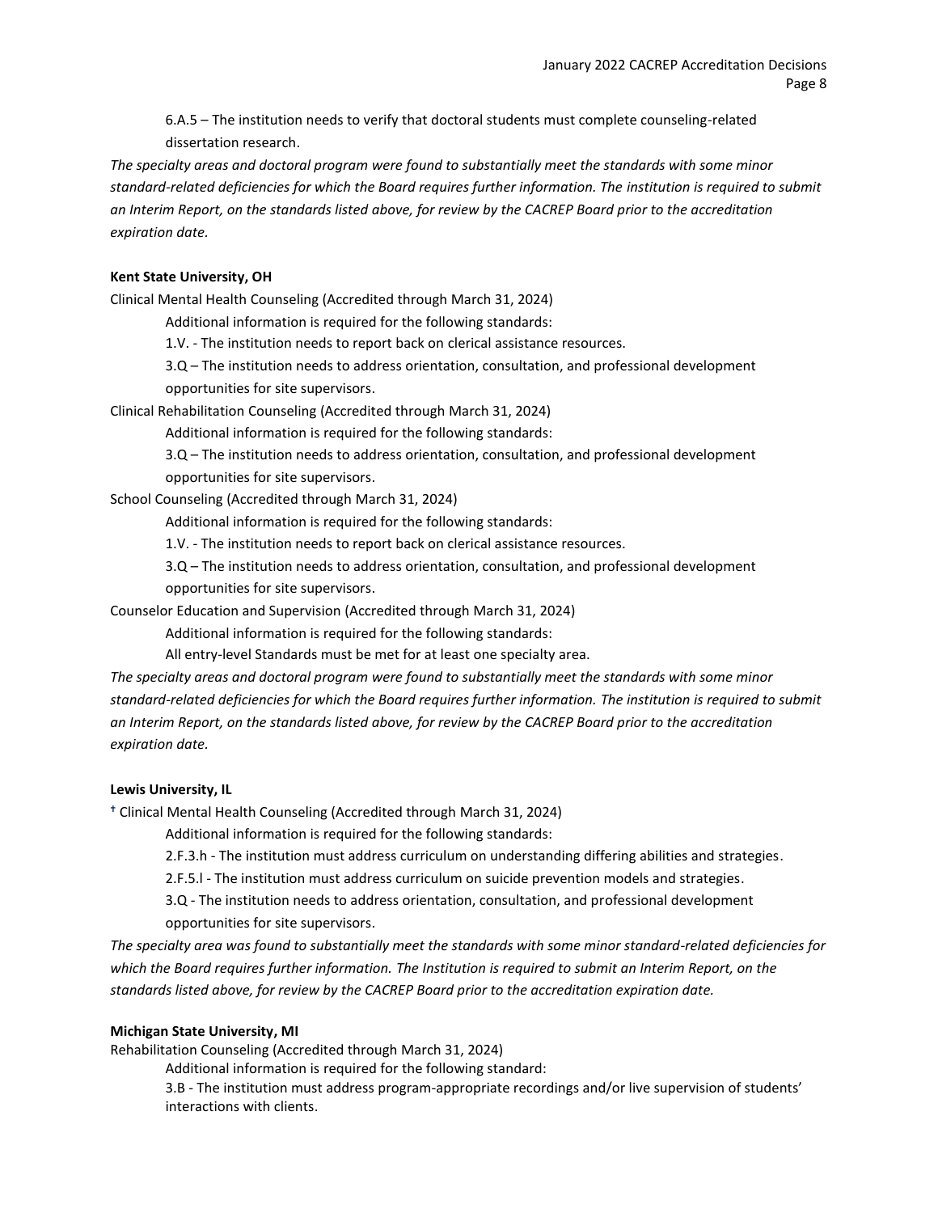6.A.5 – The institution needs to verify that doctoral students must complete counseling-related dissertation research.

*The specialty areas and doctoral program were found to substantially meet the standards with some minor standard-related deficiencies for which the Board requires further information. The institution is required to submit an Interim Report, on the standards listed above, for review by the CACREP Board prior to the accreditation expiration date.*

**Kent State University, OH**

Clinical Mental Health Counseling (Accredited through March 31, 2024)

Additional information is required for the following standards:

1.V. - The institution needs to report back on clerical assistance resources.

3.Q – The institution needs to address orientation, consultation, and professional development opportunities for site supervisors.

Clinical Rehabilitation Counseling (Accredited through March 31, 2024)

Additional information is required for the following standards:

3.Q – The institution needs to address orientation, consultation, and professional development opportunities for site supervisors.

School Counseling (Accredited through March 31, 2024)

Additional information is required for the following standards:

1.V. - The institution needs to report back on clerical assistance resources.

3.Q – The institution needs to address orientation, consultation, and professional development opportunities for site supervisors.

Counselor Education and Supervision (Accredited through March 31, 2024)

Additional information is required for the following standards:

All entry-level Standards must be met for at least one specialty area.

*The specialty areas and doctoral program were found to substantially meet the standards with some minor standard-related deficiencies for which the Board requires further information. The institution is required to submit an Interim Report, on the standards listed above, for review by the CACREP Board prior to the accreditation expiration date.*

**Lewis University, IL**

† Clinical Mental Health Counseling (Accredited through March 31, 2024)

Additional information is required for the following standards:

2.F.3.h - The institution must address curriculum on understanding differing abilities and strategies.

2.F.5.l - The institution must address curriculum on suicide prevention models and strategies.

3.Q - The institution needs to address orientation, consultation, and professional development opportunities for site supervisors.

*The specialty area was found to substantially meet the standards with some minor standard-related deficiencies for which the Board requires further information. The Institution is required to submit an Interim Report, on the standards listed above, for review by the CACREP Board prior to the accreditation expiration date.*

**Michigan State University, MI**

Rehabilitation Counseling (Accredited through March 31, 2024)

Additional information is required for the following standard:

3.B - The institution must address program-appropriate recordings and/or live supervision of students' interactions with clients.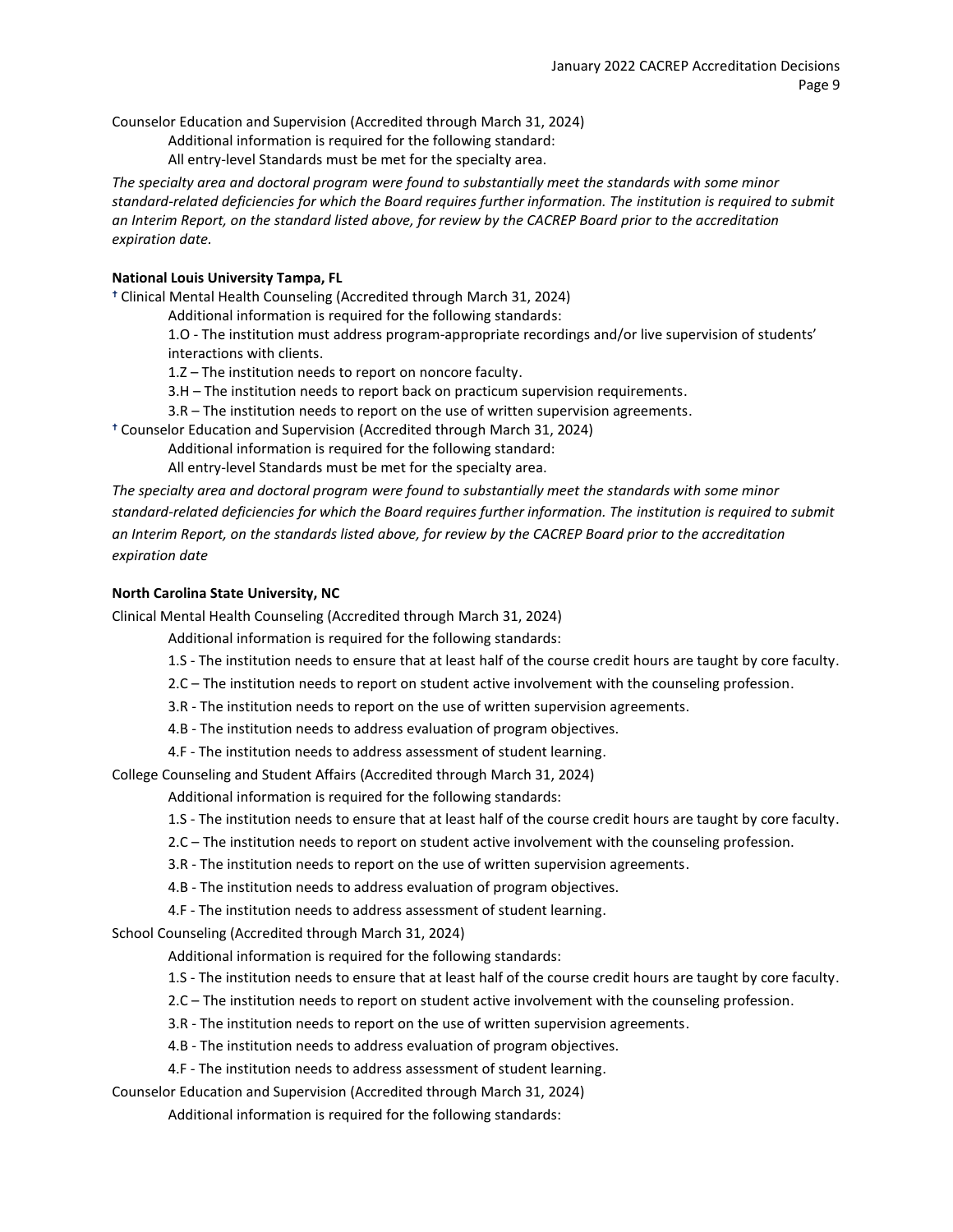Counselor Education and Supervision (Accredited through March 31, 2024)

Additional information is required for the following standard:

All entry-level Standards must be met for the specialty area.

*The specialty area and doctoral program were found to substantially meet the standards with some minor standard-related deficiencies for which the Board requires further information. The institution is required to submit an Interim Report, on the standard listed above, for review by the CACREP Board prior to the accreditation expiration date.*

**National Louis University Tampa, FL**

† Clinical Mental Health Counseling (Accredited through March 31, 2024)

Additional information is required for the following standards:

1.O - The institution must address program-appropriate recordings and/or live supervision of students' interactions with clients.

1.Z – The institution needs to report on noncore faculty.

3.H – The institution needs to report back on practicum supervision requirements.

3.R – The institution needs to report on the use of written supervision agreements.

† Counselor Education and Supervision (Accredited through March 31, 2024)

Additional information is required for the following standard:

All entry-level Standards must be met for the specialty area.

*The specialty area and doctoral program were found to substantially meet the standards with some minor standard-related deficiencies for which the Board requires further information. The institution is required to submit an Interim Report, on the standards listed above, for review by the CACREP Board prior to the accreditation expiration date*

**North Carolina State University, NC**

Clinical Mental Health Counseling (Accredited through March 31, 2024)

Additional information is required for the following standards:

1.S - The institution needs to ensure that at least half of the course credit hours are taught by core faculty.

2.C – The institution needs to report on student active involvement with the counseling profession.

3.R - The institution needs to report on the use of written supervision agreements.

4.B - The institution needs to address evaluation of program objectives.

4.F - The institution needs to address assessment of student learning.

College Counseling and Student Affairs (Accredited through March 31, 2024)

Additional information is required for the following standards:

1.S - The institution needs to ensure that at least half of the course credit hours are taught by core faculty.

2.C – The institution needs to report on student active involvement with the counseling profession.

3.R - The institution needs to report on the use of written supervision agreements.

4.B - The institution needs to address evaluation of program objectives.

4.F - The institution needs to address assessment of student learning.

School Counseling (Accredited through March 31, 2024)

Additional information is required for the following standards:

1.S - The institution needs to ensure that at least half of the course credit hours are taught by core faculty.

2.C – The institution needs to report on student active involvement with the counseling profession.

3.R - The institution needs to report on the use of written supervision agreements.

4.B - The institution needs to address evaluation of program objectives.

4.F - The institution needs to address assessment of student learning.

Counselor Education and Supervision (Accredited through March 31, 2024)

Additional information is required for the following standards: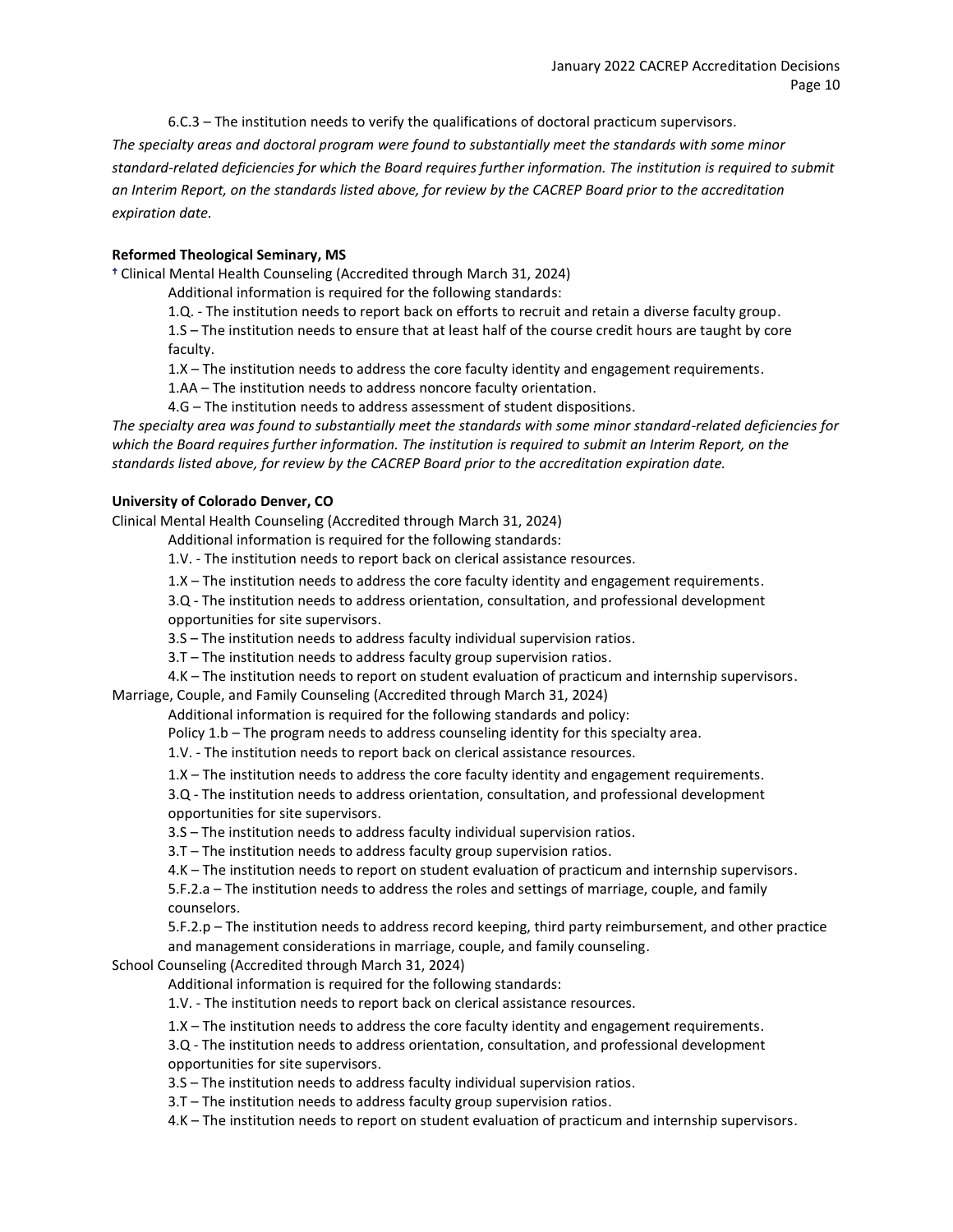6.C.3 – The institution needs to verify the qualifications of doctoral practicum supervisors.

*The specialty areas and doctoral program were found to substantially meet the standards with some minor standard-related deficiencies for which the Board requires further information. The institution is required to submit an Interim Report, on the standards listed above, for review by the CACREP Board prior to the accreditation expiration date.*

**Reformed Theological Seminary, MS**

† Clinical Mental Health Counseling (Accredited through March 31, 2024)

Additional information is required for the following standards:

1.Q. - The institution needs to report back on efforts to recruit and retain a diverse faculty group.

1.S – The institution needs to ensure that at least half of the course credit hours are taught by core faculty.

1.X – The institution needs to address the core faculty identity and engagement requirements.

1.AA – The institution needs to address noncore faculty orientation.

4.G – The institution needs to address assessment of student dispositions.

*The specialty area was found to substantially meet the standards with some minor standard-related deficiencies for which the Board requires further information. The institution is required to submit an Interim Report, on the standards listed above, for review by the CACREP Board prior to the accreditation expiration date.*

**University of Colorado Denver, CO**

Clinical Mental Health Counseling (Accredited through March 31, 2024)

Additional information is required for the following standards:

1.V. - The institution needs to report back on clerical assistance resources.

1.X – The institution needs to address the core faculty identity and engagement requirements.

3.Q - The institution needs to address orientation, consultation, and professional development opportunities for site supervisors.

3.S – The institution needs to address faculty individual supervision ratios.

3.T – The institution needs to address faculty group supervision ratios.

4.K – The institution needs to report on student evaluation of practicum and internship supervisors.

Marriage, Couple, and Family Counseling (Accredited through March 31, 2024)

Additional information is required for the following standards and policy:

Policy 1.b – The program needs to address counseling identity for this specialty area.

1.V. - The institution needs to report back on clerical assistance resources.

1.X – The institution needs to address the core faculty identity and engagement requirements.

3.Q - The institution needs to address orientation, consultation, and professional development opportunities for site supervisors.

3.S – The institution needs to address faculty individual supervision ratios.

3.T – The institution needs to address faculty group supervision ratios.

4.K – The institution needs to report on student evaluation of practicum and internship supervisors.

5.F.2.a – The institution needs to address the roles and settings of marriage, couple, and family counselors.

5.F.2.p – The institution needs to address record keeping, third party reimbursement, and other practice and management considerations in marriage, couple, and family counseling.

School Counseling (Accredited through March 31, 2024)

Additional information is required for the following standards:

1.V. - The institution needs to report back on clerical assistance resources.

1.X – The institution needs to address the core faculty identity and engagement requirements.

3.Q - The institution needs to address orientation, consultation, and professional development opportunities for site supervisors.

3.S – The institution needs to address faculty individual supervision ratios.

3.T – The institution needs to address faculty group supervision ratios.

4.K – The institution needs to report on student evaluation of practicum and internship supervisors.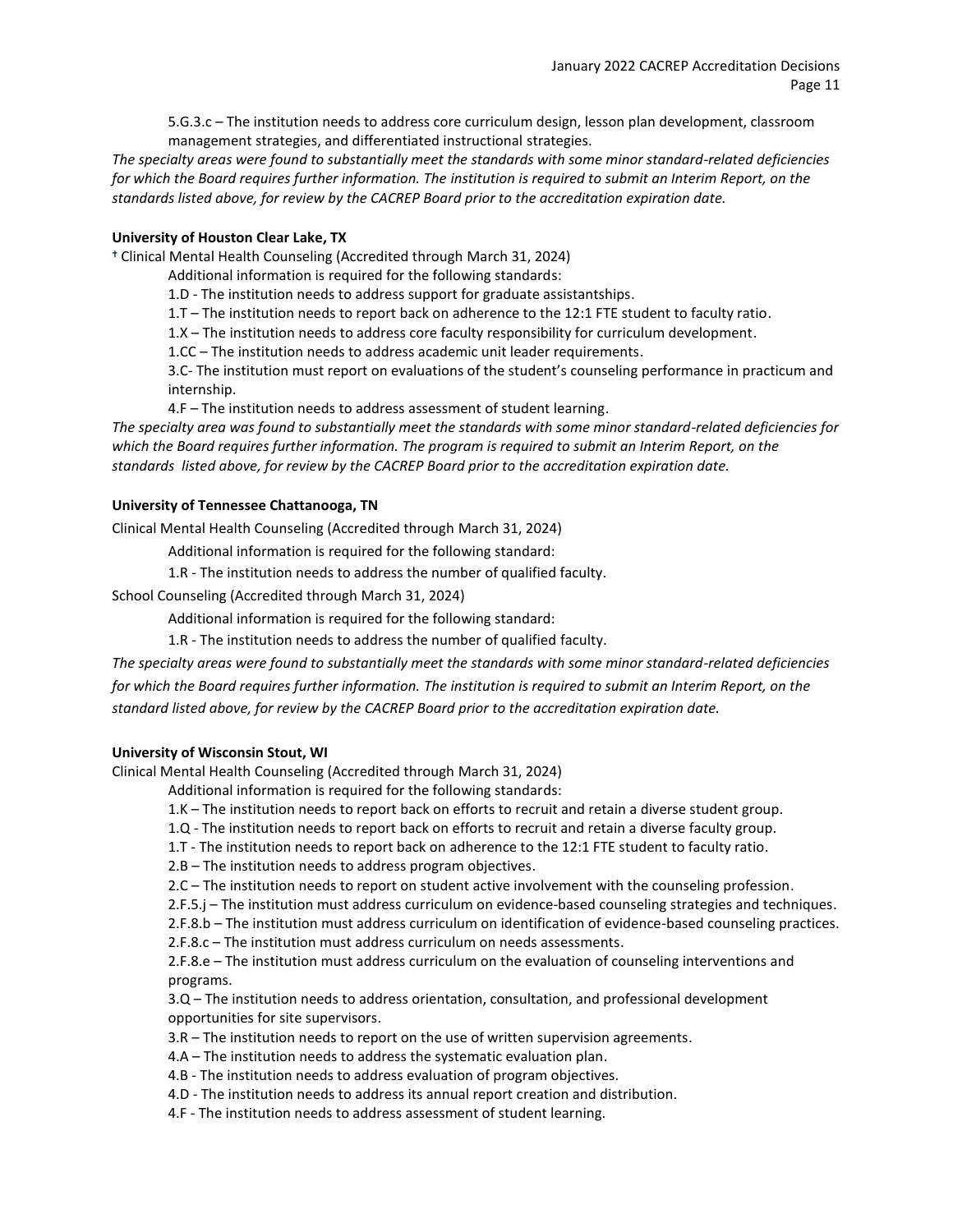5.G.3.c – The institution needs to address core curriculum design, lesson plan development, classroom management strategies, and differentiated instructional strategies.

*The specialty areas were found to substantially meet the standards with some minor standard-related deficiencies for which the Board requires further information. The institution is required to submit an Interim Report, on the standards listed above, for review by the CACREP Board prior to the accreditation expiration date.*

**University of Houston Clear Lake, TX**

† Clinical Mental Health Counseling (Accredited through March 31, 2024)

Additional information is required for the following standards:

1.D - The institution needs to address support for graduate assistantships.

1.T – The institution needs to report back on adherence to the 12:1 FTE student to faculty ratio.

1.X – The institution needs to address core faculty responsibility for curriculum development.

1.CC – The institution needs to address academic unit leader requirements.

3.C- The institution must report on evaluations of the student's counseling performance in practicum and internship.

4.F – The institution needs to address assessment of student learning.

*The specialty area was found to substantially meet the standards with some minor standard-related deficiencies for which the Board requires further information. The program is required to submit an Interim Report, on the standards listed above, for review by the CACREP Board prior to the accreditation expiration date.*

**University of Tennessee Chattanooga, TN**

Clinical Mental Health Counseling (Accredited through March 31, 2024)

Additional information is required for the following standard:

1.R - The institution needs to address the number of qualified faculty.

School Counseling (Accredited through March 31, 2024)

Additional information is required for the following standard:

1.R - The institution needs to address the number of qualified faculty.

*The specialty areas were found to substantially meet the standards with some minor standard-related deficiencies for which the Board requires further information. The institution is required to submit an Interim Report, on the standard listed above, for review by the CACREP Board prior to the accreditation expiration date.*

**University of Wisconsin Stout, WI**

Clinical Mental Health Counseling (Accredited through March 31, 2024)

Additional information is required for the following standards:

1.K – The institution needs to report back on efforts to recruit and retain a diverse student group.

1.Q - The institution needs to report back on efforts to recruit and retain a diverse faculty group.

1.T - The institution needs to report back on adherence to the 12:1 FTE student to faculty ratio.

2.B – The institution needs to address program objectives.

2.C – The institution needs to report on student active involvement with the counseling profession.

2.F.5.j – The institution must address curriculum on evidence-based counseling strategies and techniques.

2.F.8.b – The institution must address curriculum on identification of evidence-based counseling practices.

2.F.8.c – The institution must address curriculum on needs assessments.

2.F.8.e – The institution must address curriculum on the evaluation of counseling interventions and programs.

3.Q – The institution needs to address orientation, consultation, and professional development opportunities for site supervisors.

3.R – The institution needs to report on the use of written supervision agreements.

4.A – The institution needs to address the systematic evaluation plan.

4.B - The institution needs to address evaluation of program objectives.

4.D - The institution needs to address its annual report creation and distribution.

4.F - The institution needs to address assessment of student learning.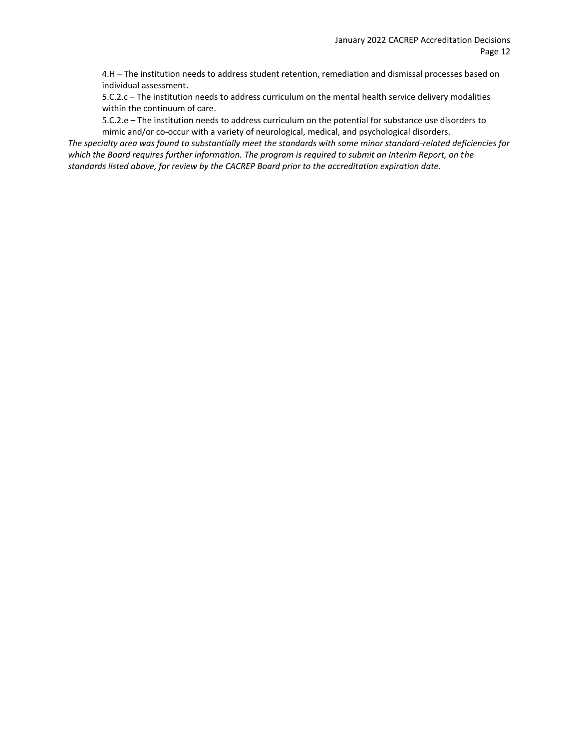4.H – The institution needs to address student retention, remediation and dismissal processes based on individual assessment.

5.C.2.c – The institution needs to address curriculum on the mental health service delivery modalities within the continuum of care.

5.C.2.e – The institution needs to address curriculum on the potential for substance use disorders to mimic and/or co-occur with a variety of neurological, medical, and psychological disorders.

*The specialty area was found to substantially meet the standards with some minor standard-related deficiencies for which the Board requires further information. The program is required to submit an Interim Report, on the standards listed above, for review by the CACREP Board prior to the accreditation expiration date.*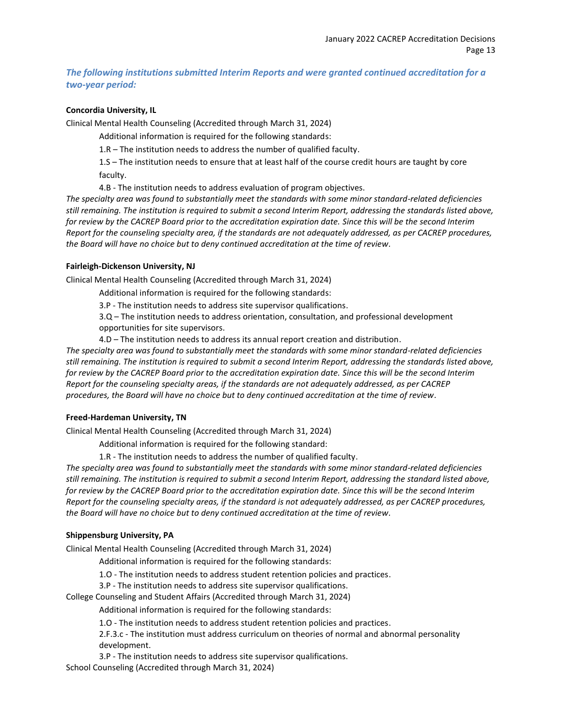### *The following institutions submitted Interim Reports and were granted continued accreditation for a two-year period:*

**Concordia University, IL**

Clinical Mental Health Counseling (Accredited through March 31, 2024)

Additional information is required for the following standards:

1.R – The institution needs to address the number of qualified faculty.

1.S – The institution needs to ensure that at least half of the course credit hours are taught by core faculty.

4.B - The institution needs to address evaluation of program objectives.

*The specialty area was found to substantially meet the standards with some minor standard-related deficiencies still remaining. The institution is required to submit a second Interim Report, addressing the standards listed above, for review by the CACREP Board prior to the accreditation expiration date. Since this will be the second Interim Report for the counseling specialty area, if the standards are not adequately addressed, as per CACREP procedures, the Board will have no choice but to deny continued accreditation at the time of review.*

**Fairleigh-Dickenson University, NJ**

Clinical Mental Health Counseling (Accredited through March 31, 2024)

Additional information is required for the following standards:

3.P - The institution needs to address site supervisor qualifications.

3.Q – The institution needs to address orientation, consultation, and professional development opportunities for site supervisors.

4.D – The institution needs to address its annual report creation and distribution.

*The specialty area was found to substantially meet the standards with some minor standard-related deficiencies still remaining. The institution is required to submit a second Interim Report, addressing the standards listed above, for review by the CACREP Board prior to the accreditation expiration date. Since this will be the second Interim Report for the counseling specialty areas, if the standards are not adequately addressed, as per CACREP procedures, the Board will have no choice but to deny continued accreditation at the time of review.*

**Freed-Hardeman University, TN**

Clinical Mental Health Counseling (Accredited through March 31, 2024)

Additional information is required for the following standard:

1.R - The institution needs to address the number of qualified faculty.

*The specialty area was found to substantially meet the standards with some minor standard-related deficiencies still remaining. The institution is required to submit a second Interim Report, addressing the standard listed above, for review by the CACREP Board prior to the accreditation expiration date. Since this will be the second Interim Report for the counseling specialty areas, if the standard is not adequately addressed, as per CACREP procedures, the Board will have no choice but to deny continued accreditation at the time of review.*

**Shippensburg University, PA**

Clinical Mental Health Counseling (Accredited through March 31, 2024)

Additional information is required for the following standards:

1.O - The institution needs to address student retention policies and practices.

3.P - The institution needs to address site supervisor qualifications.

College Counseling and Student Affairs (Accredited through March 31, 2024)

Additional information is required for the following standards:

1.O - The institution needs to address student retention policies and practices.

2.F.3.c - The institution must address curriculum on theories of normal and abnormal personality development.

3.P - The institution needs to address site supervisor qualifications.

School Counseling (Accredited through March 31, 2024)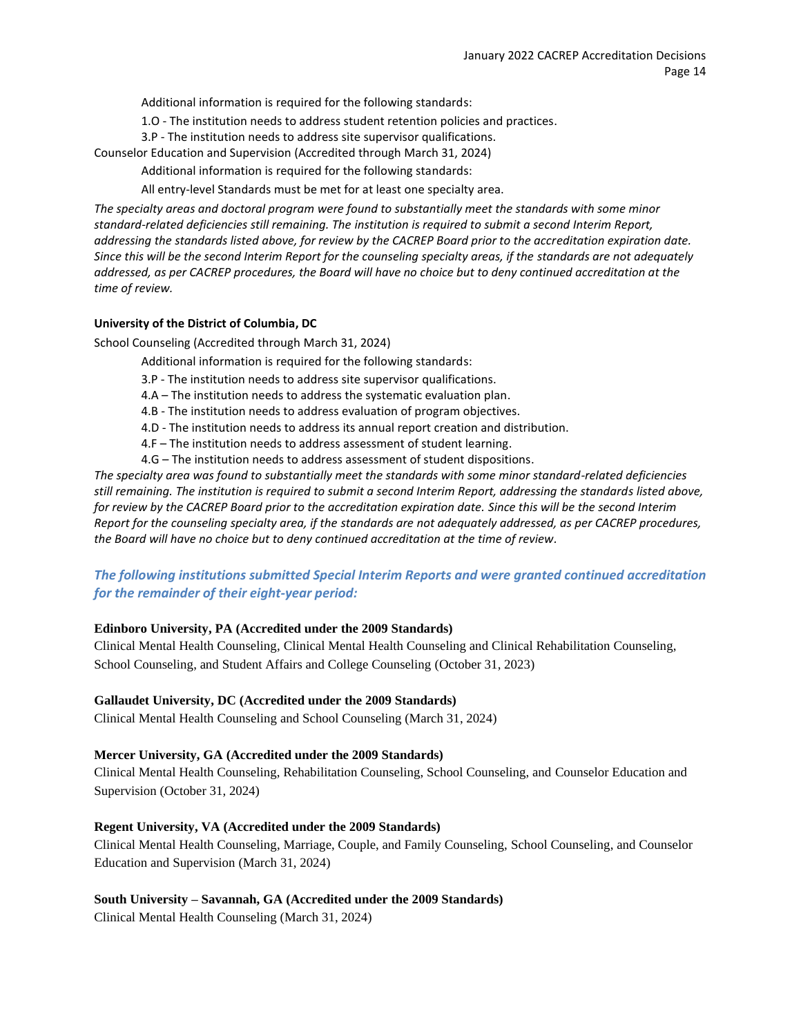Additional information is required for the following standards:

1.O - The institution needs to address student retention policies and practices.

3.P - The institution needs to address site supervisor qualifications.

Counselor Education and Supervision (Accredited through March 31, 2024)

Additional information is required for the following standards:

All entry-level Standards must be met for at least one specialty area.

*The specialty areas and doctoral program were found to substantially meet the standards with some minor standard-related deficiencies still remaining. The institution is required to submit a second Interim Report, addressing the standards listed above, for review by the CACREP Board prior to the accreditation expiration date. Since this will be the second Interim Report for the counseling specialty areas, if the standards are not adequately addressed, as per CACREP procedures, the Board will have no choice but to deny continued accreditation at the time of review.*

**University of the District of Columbia, DC**

School Counseling (Accredited through March 31, 2024)

Additional information is required for the following standards:

3.P - The institution needs to address site supervisor qualifications.

4.A – The institution needs to address the systematic evaluation plan.

4.B - The institution needs to address evaluation of program objectives.

4.D - The institution needs to address its annual report creation and distribution.

4.F – The institution needs to address assessment of student learning.

4.G – The institution needs to address assessment of student dispositions.

*The specialty area was found to substantially meet the standards with some minor standard-related deficiencies still remaining. The institution is required to submit a second Interim Report, addressing the standards listed above, for review by the CACREP Board prior to the accreditation expiration date. Since this will be the second Interim Report for the counseling specialty area, if the standards are not adequately addressed, as per CACREP procedures, the Board will have no choice but to deny continued accreditation at the time of review.*

### *The following institutions submitted Special Interim Reports and were granted continued accreditation for the remainder of their eight-year period:*

**Edinboro University, PA (Accredited under the 2009 Standards)**

Clinical Mental Health Counseling, Clinical Mental Health Counseling and Clinical Rehabilitation Counseling, School Counseling, and Student Affairs and College Counseling (October 31, 2023)

**Gallaudet University, DC (Accredited under the 2009 Standards)**

Clinical Mental Health Counseling and School Counseling (March 31, 2024)

**Mercer University, GA (Accredited under the 2009 Standards)**

Clinical Mental Health Counseling, Rehabilitation Counseling, School Counseling, and Counselor Education and Supervision (October 31, 2024)

**Regent University, VA (Accredited under the 2009 Standards)**

Clinical Mental Health Counseling, Marriage, Couple, and Family Counseling, School Counseling, and Counselor Education and Supervision (March 31, 2024)

**South University – Savannah, GA (Accredited under the 2009 Standards)**

Clinical Mental Health Counseling (March 31, 2024)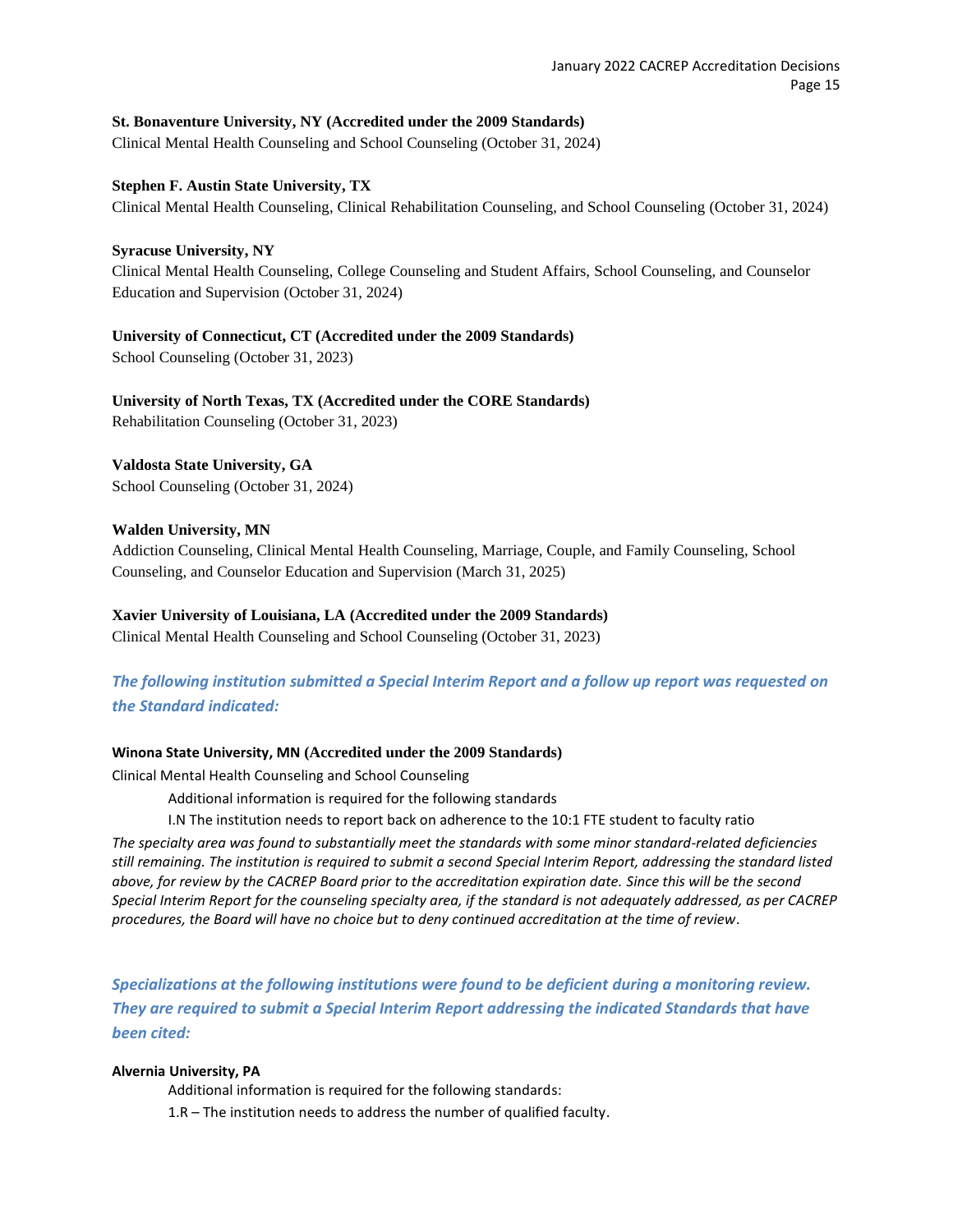**St. Bonaventure University, NY (Accredited under the 2009 Standards)**
Clinical Mental Health Counseling and School Counseling (October 31, 2024)

**Stephen F. Austin State University, TX**
Clinical Mental Health Counseling, Clinical Rehabilitation Counseling, and School Counseling (October 31, 2024)

**Syracuse University, NY**
Clinical Mental Health Counseling, College Counseling and Student Affairs, School Counseling, and Counselor Education and Supervision (October 31, 2024)

**University of Connecticut, CT (Accredited under the 2009 Standards)**
School Counseling (October 31, 2023)

**University of North Texas, TX (Accredited under the CORE Standards)**
Rehabilitation Counseling (October 31, 2023)

**Valdosta State University, GA**
School Counseling (October 31, 2024)

**Walden University, MN**
Addiction Counseling, Clinical Mental Health Counseling, Marriage, Couple, and Family Counseling, School Counseling, and Counselor Education and Supervision (March 31, 2025)

**Xavier University of Louisiana, LA (Accredited under the 2009 Standards)**
Clinical Mental Health Counseling and School Counseling (October 31, 2023)

### *The following institution submitted a Special Interim Report and a follow up report was requested on the Standard indicated:*

**Winona State University, MN (Accredited under the 2009 Standards)**

Clinical Mental Health Counseling and School Counseling

Additional information is required for the following standards

I.N The institution needs to report back on adherence to the 10:1 FTE student to faculty ratio

*The specialty area was found to substantially meet the standards with some minor standard-related deficiencies still remaining. The institution is required to submit a second Special Interim Report, addressing the standard listed above, for review by the CACREP Board prior to the accreditation expiration date. Since this will be the second Special Interim Report for the counseling specialty area, if the standard is not adequately addressed, as per CACREP procedures, the Board will have no choice but to deny continued accreditation at the time of review*.

### *Specializations at the following institutions were found to be deficient during a monitoring review. They are required to submit a Special Interim Report addressing the indicated Standards that have been cited:*

**Alvernia University, PA**

Additional information is required for the following standards:

1.R – The institution needs to address the number of qualified faculty.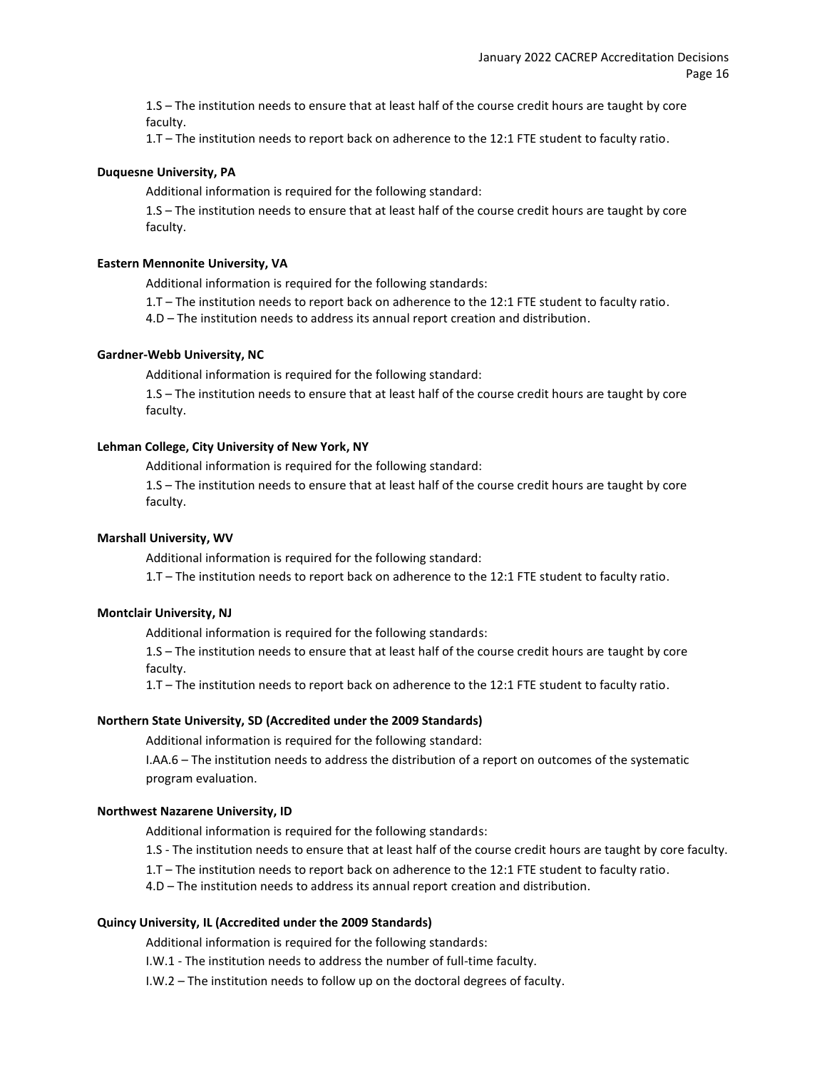1.S – The institution needs to ensure that at least half of the course credit hours are taught by core faculty.

1.T – The institution needs to report back on adherence to the 12:1 FTE student to faculty ratio.

**Duquesne University, PA**

Additional information is required for the following standard:

1.S – The institution needs to ensure that at least half of the course credit hours are taught by core faculty.

**Eastern Mennonite University, VA**

Additional information is required for the following standards:

1.T – The institution needs to report back on adherence to the 12:1 FTE student to faculty ratio.

4.D – The institution needs to address its annual report creation and distribution.

**Gardner-Webb University, NC**

Additional information is required for the following standard:

1.S – The institution needs to ensure that at least half of the course credit hours are taught by core faculty.

**Lehman College, City University of New York, NY**

Additional information is required for the following standard:

1.S – The institution needs to ensure that at least half of the course credit hours are taught by core faculty.

**Marshall University, WV**

Additional information is required for the following standard:

1.T – The institution needs to report back on adherence to the 12:1 FTE student to faculty ratio.

**Montclair University, NJ**

Additional information is required for the following standards:

1.S – The institution needs to ensure that at least half of the course credit hours are taught by core faculty.

1.T – The institution needs to report back on adherence to the 12:1 FTE student to faculty ratio.

**Northern State University, SD (Accredited under the 2009 Standards)**

Additional information is required for the following standard:

I.AA.6 – The institution needs to address the distribution of a report on outcomes of the systematic program evaluation.

**Northwest Nazarene University, ID**

Additional information is required for the following standards:

1.S - The institution needs to ensure that at least half of the course credit hours are taught by core faculty.

1.T – The institution needs to report back on adherence to the 12:1 FTE student to faculty ratio.

4.D – The institution needs to address its annual report creation and distribution.

**Quincy University, IL (Accredited under the 2009 Standards)**

Additional information is required for the following standards:

I.W.1 - The institution needs to address the number of full-time faculty.

I.W.2 – The institution needs to follow up on the doctoral degrees of faculty.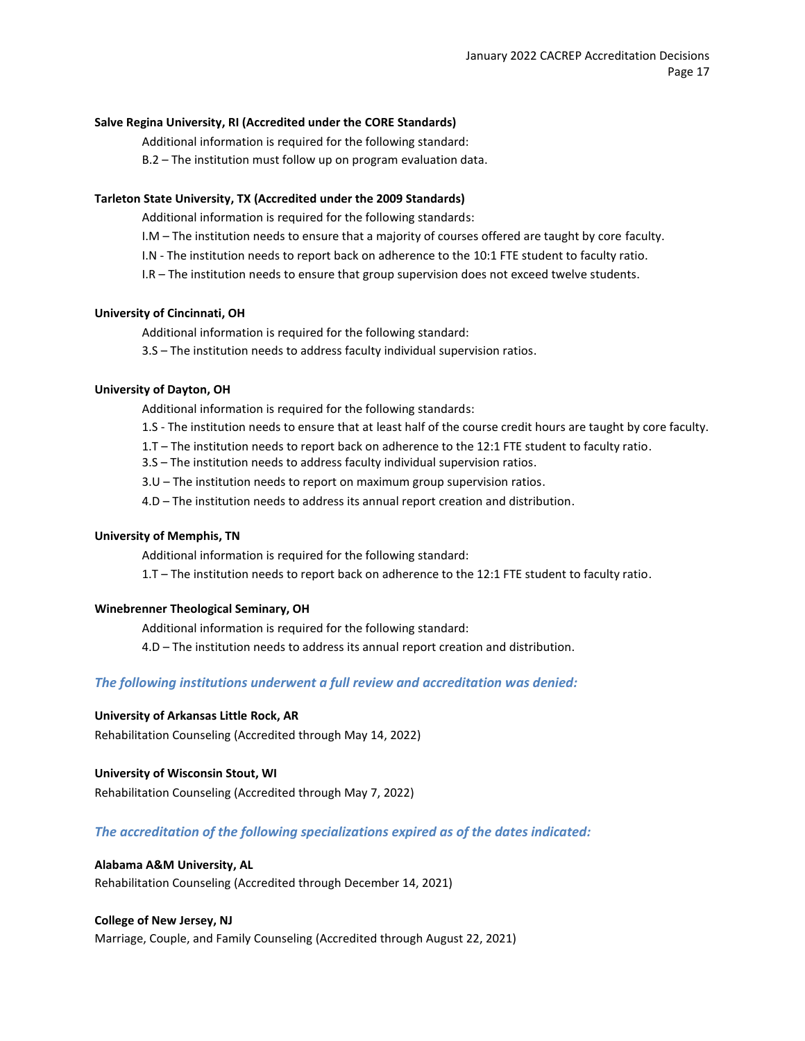**Salve Regina University, RI (Accredited under the CORE Standards)**

Additional information is required for the following standard:

B.2 – The institution must follow up on program evaluation data.

**Tarleton State University, TX (Accredited under the 2009 Standards)**

Additional information is required for the following standards:

I.M – The institution needs to ensure that a majority of courses offered are taught by core faculty.

I.N - The institution needs to report back on adherence to the 10:1 FTE student to faculty ratio.

I.R – The institution needs to ensure that group supervision does not exceed twelve students.

**University of Cincinnati, OH**

Additional information is required for the following standard:

3.S – The institution needs to address faculty individual supervision ratios.

**University of Dayton, OH**

Additional information is required for the following standards:

1.S - The institution needs to ensure that at least half of the course credit hours are taught by core faculty.

1.T – The institution needs to report back on adherence to the 12:1 FTE student to faculty ratio.

3.S – The institution needs to address faculty individual supervision ratios.

3.U – The institution needs to report on maximum group supervision ratios.

4.D – The institution needs to address its annual report creation and distribution.

**University of Memphis, TN**

Additional information is required for the following standard:

1.T – The institution needs to report back on adherence to the 12:1 FTE student to faculty ratio.

**Winebrenner Theological Seminary, OH**

Additional information is required for the following standard:

4.D – The institution needs to address its annual report creation and distribution.

### *The following institutions underwent a full review and accreditation was denied:*

**University of Arkansas Little Rock, AR**
Rehabilitation Counseling (Accredited through May 14, 2022)

**University of Wisconsin Stout, WI**
Rehabilitation Counseling (Accredited through May 7, 2022)

### *The accreditation of the following specializations expired as of the dates indicated:*

**Alabama A&M University, AL**
Rehabilitation Counseling (Accredited through December 14, 2021)

**College of New Jersey, NJ**
Marriage, Couple, and Family Counseling (Accredited through August 22, 2021)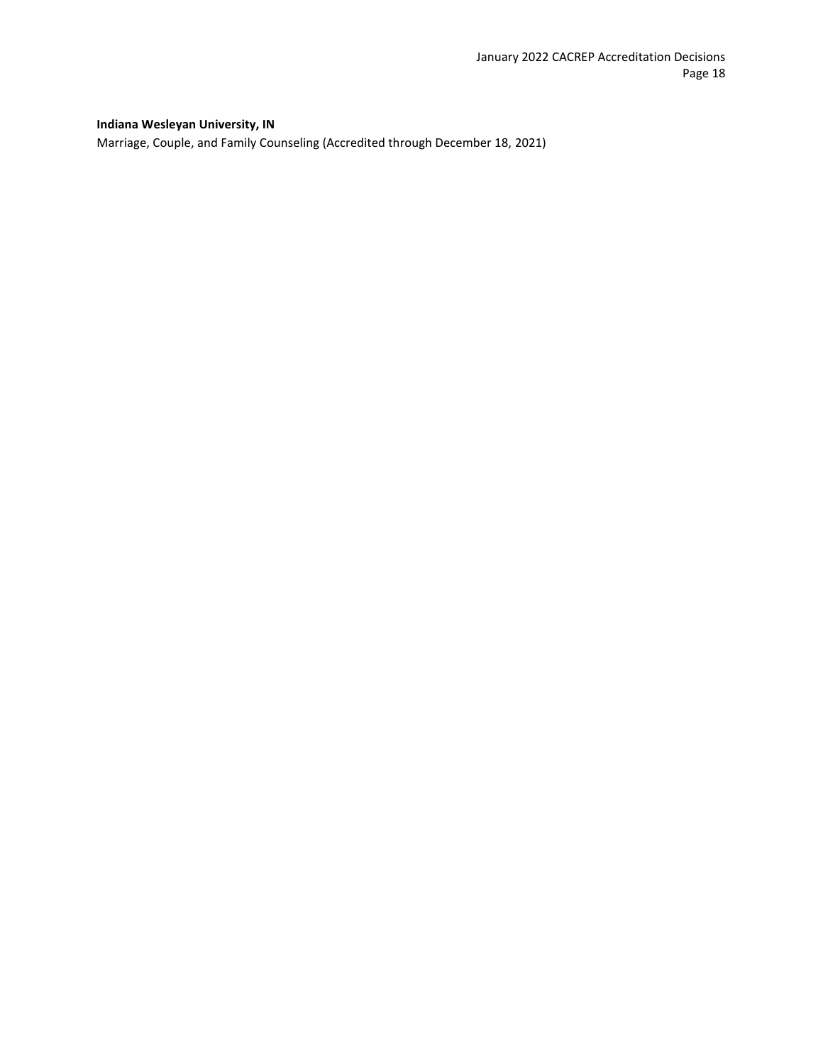**Indiana Wesleyan University, IN**

Marriage, Couple, and Family Counseling (Accredited through December 18, 2021)